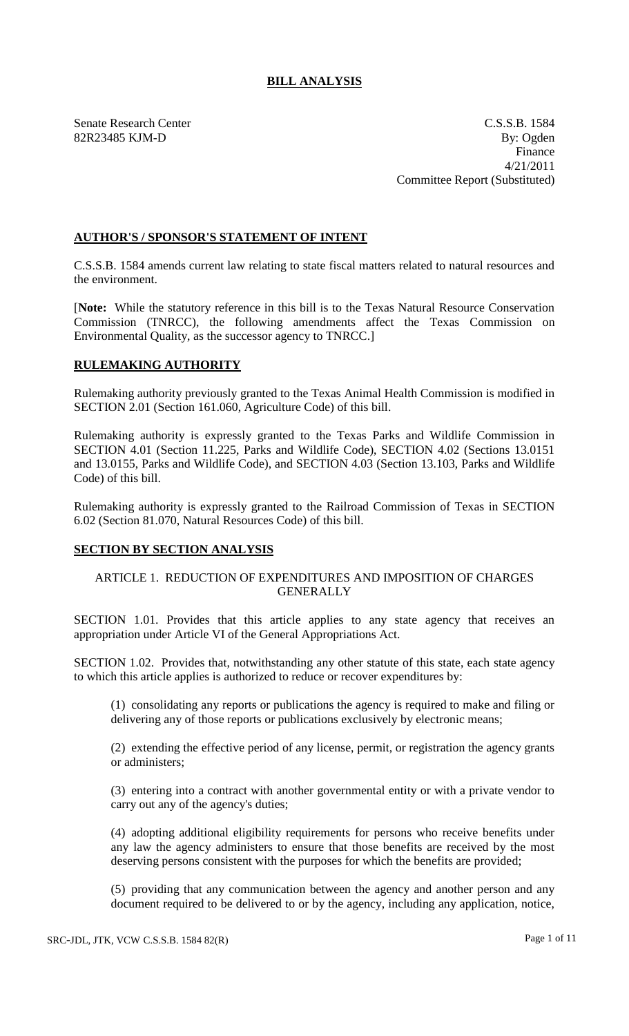## BILL ANALYSIS

Senate Research Center
82R23485 KJM-D

C.S.S.B. 1584
By: Ogden
Finance
4/21/2011
Committee Report (Substituted)

### AUTHOR'S / SPONSOR'S STATEMENT OF INTENT

C.S.S.B. 1584 amends current law relating to state fiscal matters related to natural resources and the environment.

[**Note:** While the statutory reference in this bill is to the Texas Natural Resource Conservation Commission (TNRCC), the following amendments affect the Texas Commission on Environmental Quality, as the successor agency to TNRCC.]

### RULEMAKING AUTHORITY

Rulemaking authority previously granted to the Texas Animal Health Commission is modified in SECTION 2.01 (Section 161.060, Agriculture Code) of this bill.

Rulemaking authority is expressly granted to the Texas Parks and Wildlife Commission in SECTION 4.01 (Section 11.225, Parks and Wildlife Code), SECTION 4.02 (Sections 13.0151 and 13.0155, Parks and Wildlife Code), and SECTION 4.03 (Section 13.103, Parks and Wildlife Code) of this bill.

Rulemaking authority is expressly granted to the Railroad Commission of Texas in SECTION 6.02 (Section 81.070, Natural Resources Code) of this bill.

### SECTION BY SECTION ANALYSIS

ARTICLE 1. REDUCTION OF EXPENDITURES AND IMPOSITION OF CHARGES GENERALLY

SECTION 1.01. Provides that this article applies to any state agency that receives an appropriation under Article VI of the General Appropriations Act.

SECTION 1.02. Provides that, notwithstanding any other statute of this state, each state agency to which this article applies is authorized to reduce or recover expenditures by:

(1) consolidating any reports or publications the agency is required to make and filing or delivering any of those reports or publications exclusively by electronic means;

(2) extending the effective period of any license, permit, or registration the agency grants or administers;

(3) entering into a contract with another governmental entity or with a private vendor to carry out any of the agency's duties;

(4) adopting additional eligibility requirements for persons who receive benefits under any law the agency administers to ensure that those benefits are received by the most deserving persons consistent with the purposes for which the benefits are provided;

(5) providing that any communication between the agency and another person and any document required to be delivered to or by the agency, including any application, notice,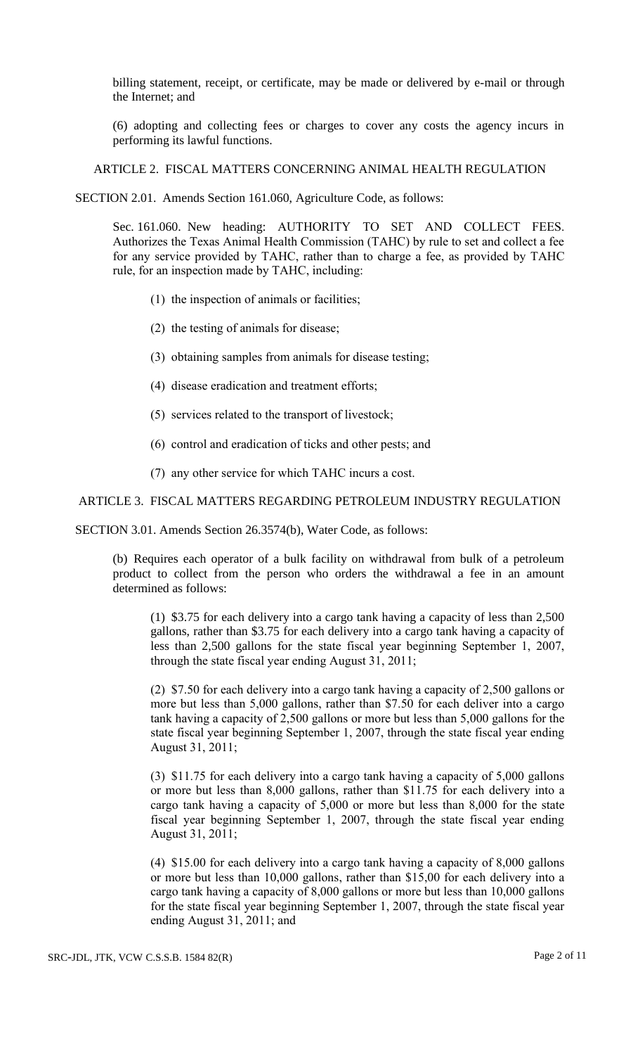billing statement, receipt, or certificate, may be made or delivered by e-mail or through the Internet; and

(6) adopting and collecting fees or charges to cover any costs the agency incurs in performing its lawful functions.

ARTICLE 2. FISCAL MATTERS CONCERNING ANIMAL HEALTH REGULATION

SECTION 2.01. Amends Section 161.060, Agriculture Code, as follows:

Sec. 161.060. New heading: AUTHORITY TO SET AND COLLECT FEES. Authorizes the Texas Animal Health Commission (TAHC) by rule to set and collect a fee for any service provided by TAHC, rather than to charge a fee, as provided by TAHC rule, for an inspection made by TAHC, including:

(1) the inspection of animals or facilities;

(2) the testing of animals for disease;

(3) obtaining samples from animals for disease testing;

(4) disease eradication and treatment efforts;

(5) services related to the transport of livestock;

(6) control and eradication of ticks and other pests; and

(7) any other service for which TAHC incurs a cost.

ARTICLE 3. FISCAL MATTERS REGARDING PETROLEUM INDUSTRY REGULATION

SECTION 3.01. Amends Section 26.3574(b), Water Code, as follows:

(b) Requires each operator of a bulk facility on withdrawal from bulk of a petroleum product to collect from the person who orders the withdrawal a fee in an amount determined as follows:

(1) $3.75 for each delivery into a cargo tank having a capacity of less than 2,500 gallons, rather than $3.75 for each delivery into a cargo tank having a capacity of less than 2,500 gallons for the state fiscal year beginning September 1, 2007, through the state fiscal year ending August 31, 2011;

(2) $7.50 for each delivery into a cargo tank having a capacity of 2,500 gallons or more but less than 5,000 gallons, rather than $7.50 for each deliver into a cargo tank having a capacity of 2,500 gallons or more but less than 5,000 gallons for the state fiscal year beginning September 1, 2007, through the state fiscal year ending August 31, 2011;

(3) $11.75 for each delivery into a cargo tank having a capacity of 5,000 gallons or more but less than 8,000 gallons, rather than $11.75 for each delivery into a cargo tank having a capacity of 5,000 or more but less than 8,000 for the state fiscal year beginning September 1, 2007, through the state fiscal year ending August 31, 2011;

(4) $15.00 for each delivery into a cargo tank having a capacity of 8,000 gallons or more but less than 10,000 gallons, rather than $15,00 for each delivery into a cargo tank having a capacity of 8,000 gallons or more but less than 10,000 gallons for the state fiscal year beginning September 1, 2007, through the state fiscal year ending August 31, 2011; and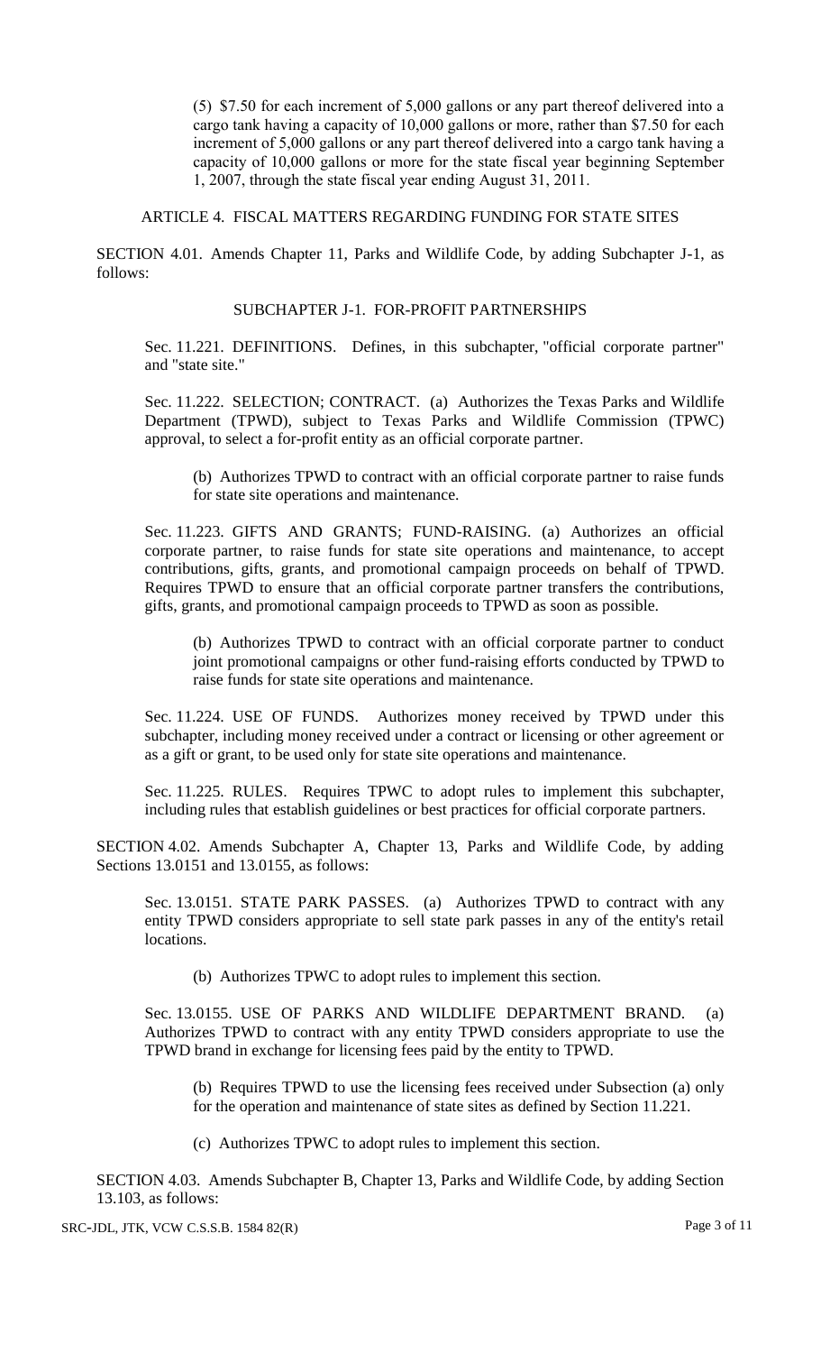(5) $7.50 for each increment of 5,000 gallons or any part thereof delivered into a cargo tank having a capacity of 10,000 gallons or more, rather than $7.50 for each increment of 5,000 gallons or any part thereof delivered into a cargo tank having a capacity of 10,000 gallons or more for the state fiscal year beginning September 1, 2007, through the state fiscal year ending August 31, 2011.

ARTICLE 4. FISCAL MATTERS REGARDING FUNDING FOR STATE SITES

SECTION 4.01. Amends Chapter 11, Parks and Wildlife Code, by adding Subchapter J-1, as follows:

SUBCHAPTER J-1. FOR-PROFIT PARTNERSHIPS

Sec. 11.221. DEFINITIONS. Defines, in this subchapter, "official corporate partner" and "state site."

Sec. 11.222. SELECTION; CONTRACT. (a) Authorizes the Texas Parks and Wildlife Department (TPWD), subject to Texas Parks and Wildlife Commission (TPWC) approval, to select a for-profit entity as an official corporate partner.

(b) Authorizes TPWD to contract with an official corporate partner to raise funds for state site operations and maintenance.

Sec. 11.223. GIFTS AND GRANTS; FUND-RAISING. (a) Authorizes an official corporate partner, to raise funds for state site operations and maintenance, to accept contributions, gifts, grants, and promotional campaign proceeds on behalf of TPWD. Requires TPWD to ensure that an official corporate partner transfers the contributions, gifts, grants, and promotional campaign proceeds to TPWD as soon as possible.

(b) Authorizes TPWD to contract with an official corporate partner to conduct joint promotional campaigns or other fund-raising efforts conducted by TPWD to raise funds for state site operations and maintenance.

Sec. 11.224. USE OF FUNDS. Authorizes money received by TPWD under this subchapter, including money received under a contract or licensing or other agreement or as a gift or grant, to be used only for state site operations and maintenance.

Sec. 11.225. RULES. Requires TPWC to adopt rules to implement this subchapter, including rules that establish guidelines or best practices for official corporate partners.

SECTION 4.02. Amends Subchapter A, Chapter 13, Parks and Wildlife Code, by adding Sections 13.0151 and 13.0155, as follows:

Sec. 13.0151. STATE PARK PASSES. (a) Authorizes TPWD to contract with any entity TPWD considers appropriate to sell state park passes in any of the entity's retail locations.

(b) Authorizes TPWC to adopt rules to implement this section.

Sec. 13.0155. USE OF PARKS AND WILDLIFE DEPARTMENT BRAND. (a) Authorizes TPWD to contract with any entity TPWD considers appropriate to use the TPWD brand in exchange for licensing fees paid by the entity to TPWD.

(b) Requires TPWD to use the licensing fees received under Subsection (a) only for the operation and maintenance of state sites as defined by Section 11.221.

(c) Authorizes TPWC to adopt rules to implement this section.

SECTION 4.03. Amends Subchapter B, Chapter 13, Parks and Wildlife Code, by adding Section 13.103, as follows: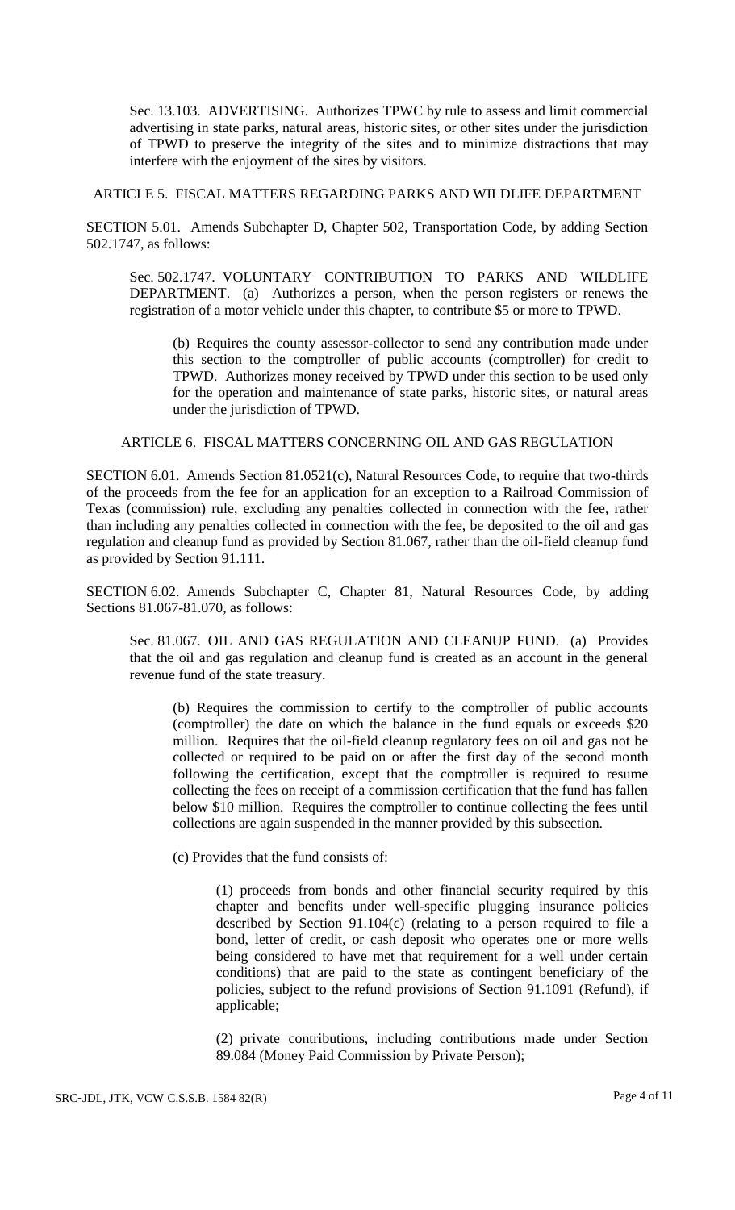Sec. 13.103. ADVERTISING. Authorizes TPWC by rule to assess and limit commercial advertising in state parks, natural areas, historic sites, or other sites under the jurisdiction of TPWD to preserve the integrity of the sites and to minimize distractions that may interfere with the enjoyment of the sites by visitors.

ARTICLE 5. FISCAL MATTERS REGARDING PARKS AND WILDLIFE DEPARTMENT

SECTION 5.01. Amends Subchapter D, Chapter 502, Transportation Code, by adding Section 502.1747, as follows:

Sec. 502.1747. VOLUNTARY CONTRIBUTION TO PARKS AND WILDLIFE DEPARTMENT. (a) Authorizes a person, when the person registers or renews the registration of a motor vehicle under this chapter, to contribute $5 or more to TPWD.

(b) Requires the county assessor-collector to send any contribution made under this section to the comptroller of public accounts (comptroller) for credit to TPWD. Authorizes money received by TPWD under this section to be used only for the operation and maintenance of state parks, historic sites, or natural areas under the jurisdiction of TPWD.

ARTICLE 6. FISCAL MATTERS CONCERNING OIL AND GAS REGULATION

SECTION 6.01. Amends Section 81.0521(c), Natural Resources Code, to require that two-thirds of the proceeds from the fee for an application for an exception to a Railroad Commission of Texas (commission) rule, excluding any penalties collected in connection with the fee, rather than including any penalties collected in connection with the fee, be deposited to the oil and gas regulation and cleanup fund as provided by Section 81.067, rather than the oil-field cleanup fund as provided by Section 91.111.

SECTION 6.02. Amends Subchapter C, Chapter 81, Natural Resources Code, by adding Sections 81.067-81.070, as follows:

Sec. 81.067. OIL AND GAS REGULATION AND CLEANUP FUND. (a) Provides that the oil and gas regulation and cleanup fund is created as an account in the general revenue fund of the state treasury.

(b) Requires the commission to certify to the comptroller of public accounts (comptroller) the date on which the balance in the fund equals or exceeds $20 million. Requires that the oil-field cleanup regulatory fees on oil and gas not be collected or required to be paid on or after the first day of the second month following the certification, except that the comptroller is required to resume collecting the fees on receipt of a commission certification that the fund has fallen below $10 million. Requires the comptroller to continue collecting the fees until collections are again suspended in the manner provided by this subsection.

(c) Provides that the fund consists of:

(1) proceeds from bonds and other financial security required by this chapter and benefits under well-specific plugging insurance policies described by Section 91.104(c) (relating to a person required to file a bond, letter of credit, or cash deposit who operates one or more wells being considered to have met that requirement for a well under certain conditions) that are paid to the state as contingent beneficiary of the policies, subject to the refund provisions of Section 91.1091 (Refund), if applicable;

(2) private contributions, including contributions made under Section 89.084 (Money Paid Commission by Private Person);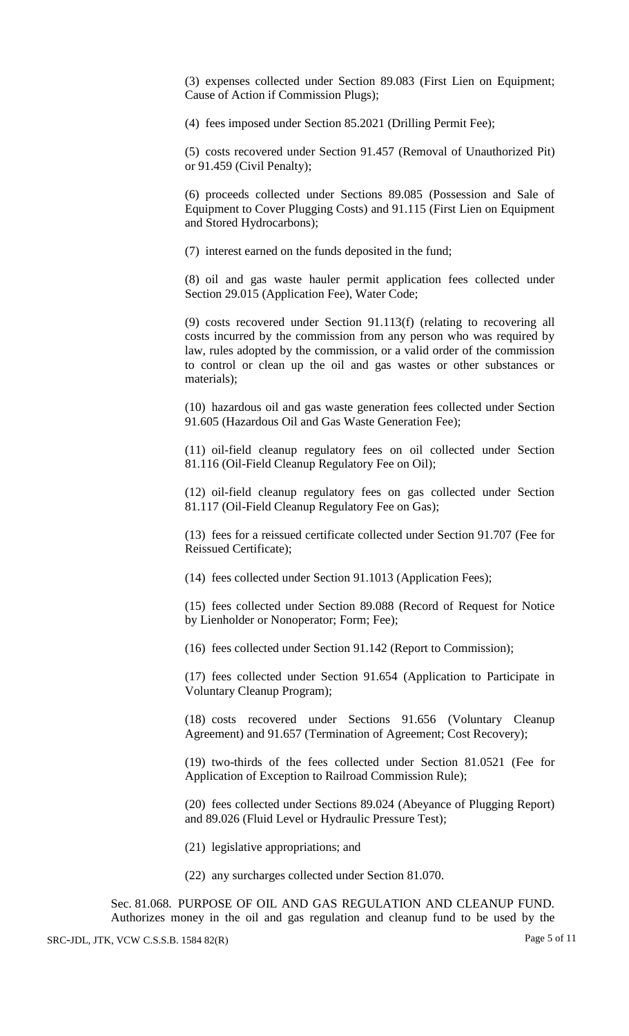(3) expenses collected under Section 89.083 (First Lien on Equipment; Cause of Action if Commission Plugs);

(4) fees imposed under Section 85.2021 (Drilling Permit Fee);

(5) costs recovered under Section 91.457 (Removal of Unauthorized Pit) or 91.459 (Civil Penalty);

(6) proceeds collected under Sections 89.085 (Possession and Sale of Equipment to Cover Plugging Costs) and 91.115 (First Lien on Equipment and Stored Hydrocarbons);

(7) interest earned on the funds deposited in the fund;

(8) oil and gas waste hauler permit application fees collected under Section 29.015 (Application Fee), Water Code;

(9) costs recovered under Section 91.113(f) (relating to recovering all costs incurred by the commission from any person who was required by law, rules adopted by the commission, or a valid order of the commission to control or clean up the oil and gas wastes or other substances or materials);

(10) hazardous oil and gas waste generation fees collected under Section 91.605 (Hazardous Oil and Gas Waste Generation Fee);

(11) oil-field cleanup regulatory fees on oil collected under Section 81.116 (Oil-Field Cleanup Regulatory Fee on Oil);

(12) oil-field cleanup regulatory fees on gas collected under Section 81.117 (Oil-Field Cleanup Regulatory Fee on Gas);

(13) fees for a reissued certificate collected under Section 91.707 (Fee for Reissued Certificate);

(14) fees collected under Section 91.1013 (Application Fees);

(15) fees collected under Section 89.088 (Record of Request for Notice by Lienholder or Nonoperator; Form; Fee);

(16) fees collected under Section 91.142 (Report to Commission);

(17) fees collected under Section 91.654 (Application to Participate in Voluntary Cleanup Program);

(18) costs recovered under Sections 91.656 (Voluntary Cleanup Agreement) and 91.657 (Termination of Agreement; Cost Recovery);

(19) two-thirds of the fees collected under Section 81.0521 (Fee for Application of Exception to Railroad Commission Rule);

(20) fees collected under Sections 89.024 (Abeyance of Plugging Report) and 89.026 (Fluid Level or Hydraulic Pressure Test);

(21) legislative appropriations; and

(22) any surcharges collected under Section 81.070.

Sec. 81.068. PURPOSE OF OIL AND GAS REGULATION AND CLEANUP FUND. Authorizes money in the oil and gas regulation and cleanup fund to be used by the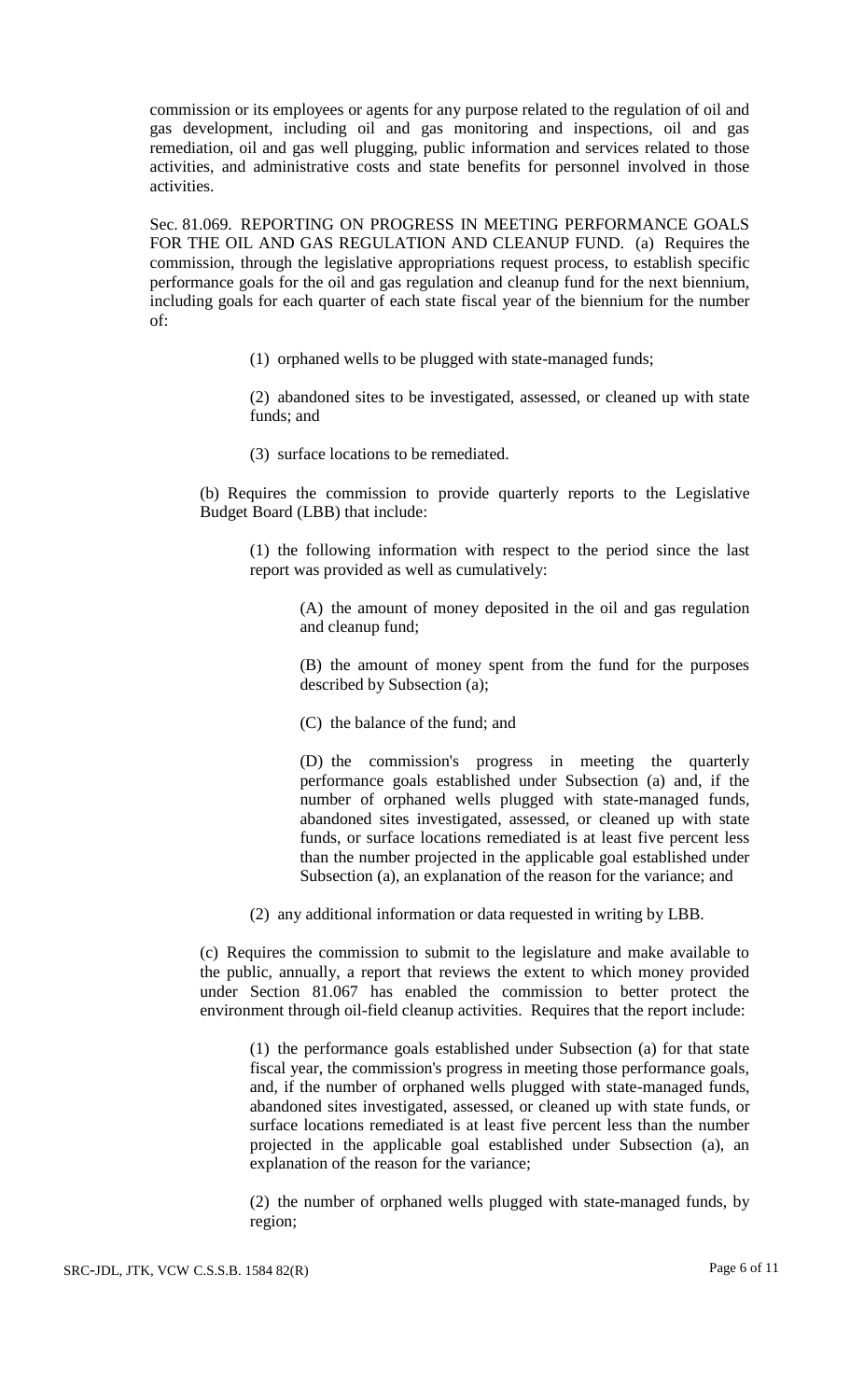commission or its employees or agents for any purpose related to the regulation of oil and gas development, including oil and gas monitoring and inspections, oil and gas remediation, oil and gas well plugging, public information and services related to those activities, and administrative costs and state benefits for personnel involved in those activities.

Sec. 81.069. REPORTING ON PROGRESS IN MEETING PERFORMANCE GOALS FOR THE OIL AND GAS REGULATION AND CLEANUP FUND. (a) Requires the commission, through the legislative appropriations request process, to establish specific performance goals for the oil and gas regulation and cleanup fund for the next biennium, including goals for each quarter of each state fiscal year of the biennium for the number of:

(1) orphaned wells to be plugged with state-managed funds;

(2) abandoned sites to be investigated, assessed, or cleaned up with state funds; and

(3) surface locations to be remediated.

(b) Requires the commission to provide quarterly reports to the Legislative Budget Board (LBB) that include:

(1) the following information with respect to the period since the last report was provided as well as cumulatively:

(A) the amount of money deposited in the oil and gas regulation and cleanup fund;

(B) the amount of money spent from the fund for the purposes described by Subsection (a);

(C) the balance of the fund; and

(D) the commission's progress in meeting the quarterly performance goals established under Subsection (a) and, if the number of orphaned wells plugged with state-managed funds, abandoned sites investigated, assessed, or cleaned up with state funds, or surface locations remediated is at least five percent less than the number projected in the applicable goal established under Subsection (a), an explanation of the reason for the variance; and

(2) any additional information or data requested in writing by LBB.

(c) Requires the commission to submit to the legislature and make available to the public, annually, a report that reviews the extent to which money provided under Section 81.067 has enabled the commission to better protect the environment through oil-field cleanup activities. Requires that the report include:

(1) the performance goals established under Subsection (a) for that state fiscal year, the commission's progress in meeting those performance goals, and, if the number of orphaned wells plugged with state-managed funds, abandoned sites investigated, assessed, or cleaned up with state funds, or surface locations remediated is at least five percent less than the number projected in the applicable goal established under Subsection (a), an explanation of the reason for the variance;

(2) the number of orphaned wells plugged with state-managed funds, by region;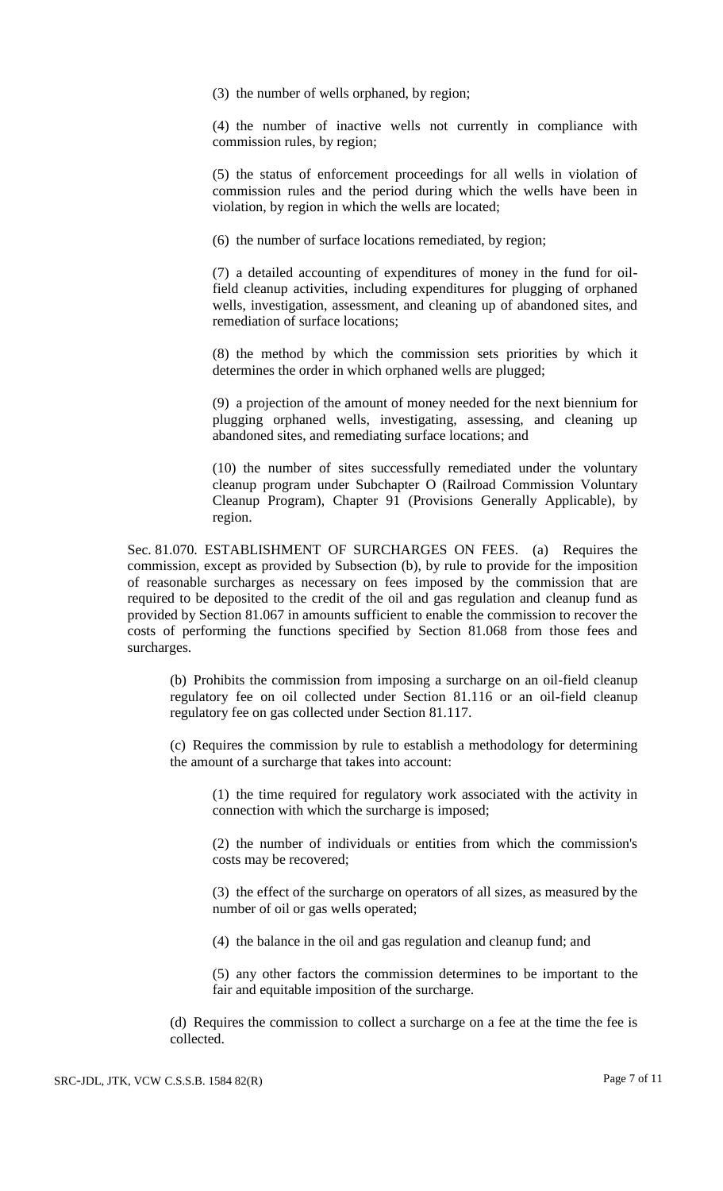(3) the number of wells orphaned, by region;

(4) the number of inactive wells not currently in compliance with commission rules, by region;

(5) the status of enforcement proceedings for all wells in violation of commission rules and the period during which the wells have been in violation, by region in which the wells are located;

(6) the number of surface locations remediated, by region;

(7) a detailed accounting of expenditures of money in the fund for oil-field cleanup activities, including expenditures for plugging of orphaned wells, investigation, assessment, and cleaning up of abandoned sites, and remediation of surface locations;

(8) the method by which the commission sets priorities by which it determines the order in which orphaned wells are plugged;

(9) a projection of the amount of money needed for the next biennium for plugging orphaned wells, investigating, assessing, and cleaning up abandoned sites, and remediating surface locations; and

(10) the number of sites successfully remediated under the voluntary cleanup program under Subchapter O (Railroad Commission Voluntary Cleanup Program), Chapter 91 (Provisions Generally Applicable), by region.

Sec. 81.070. ESTABLISHMENT OF SURCHARGES ON FEES. (a) Requires the commission, except as provided by Subsection (b), by rule to provide for the imposition of reasonable surcharges as necessary on fees imposed by the commission that are required to be deposited to the credit of the oil and gas regulation and cleanup fund as provided by Section 81.067 in amounts sufficient to enable the commission to recover the costs of performing the functions specified by Section 81.068 from those fees and surcharges.

(b) Prohibits the commission from imposing a surcharge on an oil-field cleanup regulatory fee on oil collected under Section 81.116 or an oil-field cleanup regulatory fee on gas collected under Section 81.117.

(c) Requires the commission by rule to establish a methodology for determining the amount of a surcharge that takes into account:

(1) the time required for regulatory work associated with the activity in connection with which the surcharge is imposed;

(2) the number of individuals or entities from which the commission's costs may be recovered;

(3) the effect of the surcharge on operators of all sizes, as measured by the number of oil or gas wells operated;

(4) the balance in the oil and gas regulation and cleanup fund; and

(5) any other factors the commission determines to be important to the fair and equitable imposition of the surcharge.

(d) Requires the commission to collect a surcharge on a fee at the time the fee is collected.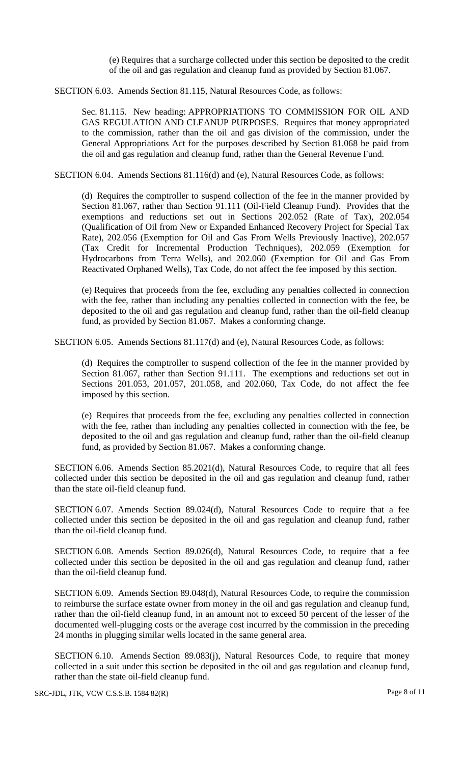(e) Requires that a surcharge collected under this section be deposited to the credit of the oil and gas regulation and cleanup fund as provided by Section 81.067.

SECTION 6.03. Amends Section 81.115, Natural Resources Code, as follows:

Sec. 81.115. New heading: APPROPRIATIONS TO COMMISSION FOR OIL AND GAS REGULATION AND CLEANUP PURPOSES. Requires that money appropriated to the commission, rather than the oil and gas division of the commission, under the General Appropriations Act for the purposes described by Section 81.068 be paid from the oil and gas regulation and cleanup fund, rather than the General Revenue Fund.

SECTION 6.04. Amends Sections 81.116(d) and (e), Natural Resources Code, as follows:

(d) Requires the comptroller to suspend collection of the fee in the manner provided by Section 81.067, rather than Section 91.111 (Oil-Field Cleanup Fund). Provides that the exemptions and reductions set out in Sections 202.052 (Rate of Tax), 202.054 (Qualification of Oil from New or Expanded Enhanced Recovery Project for Special Tax Rate), 202.056 (Exemption for Oil and Gas From Wells Previously Inactive), 202.057 (Tax Credit for Incremental Production Techniques), 202.059 (Exemption for Hydrocarbons from Terra Wells), and 202.060 (Exemption for Oil and Gas From Reactivated Orphaned Wells), Tax Code, do not affect the fee imposed by this section.

(e) Requires that proceeds from the fee, excluding any penalties collected in connection with the fee, rather than including any penalties collected in connection with the fee, be deposited to the oil and gas regulation and cleanup fund, rather than the oil-field cleanup fund, as provided by Section 81.067. Makes a conforming change.

SECTION 6.05. Amends Sections 81.117(d) and (e), Natural Resources Code, as follows:

(d) Requires the comptroller to suspend collection of the fee in the manner provided by Section 81.067, rather than Section 91.111. The exemptions and reductions set out in Sections 201.053, 201.057, 201.058, and 202.060, Tax Code, do not affect the fee imposed by this section.

(e) Requires that proceeds from the fee, excluding any penalties collected in connection with the fee, rather than including any penalties collected in connection with the fee, be deposited to the oil and gas regulation and cleanup fund, rather than the oil-field cleanup fund, as provided by Section 81.067. Makes a conforming change.

SECTION 6.06. Amends Section 85.2021(d), Natural Resources Code, to require that all fees collected under this section be deposited in the oil and gas regulation and cleanup fund, rather than the state oil-field cleanup fund.

SECTION 6.07. Amends Section 89.024(d), Natural Resources Code to require that a fee collected under this section be deposited in the oil and gas regulation and cleanup fund, rather than the oil-field cleanup fund.

SECTION 6.08. Amends Section 89.026(d), Natural Resources Code, to require that a fee collected under this section be deposited in the oil and gas regulation and cleanup fund, rather than the oil-field cleanup fund.

SECTION 6.09. Amends Section 89.048(d), Natural Resources Code, to require the commission to reimburse the surface estate owner from money in the oil and gas regulation and cleanup fund, rather than the oil-field cleanup fund, in an amount not to exceed 50 percent of the lesser of the documented well-plugging costs or the average cost incurred by the commission in the preceding 24 months in plugging similar wells located in the same general area.

SECTION 6.10. Amends Section 89.083(j), Natural Resources Code, to require that money collected in a suit under this section be deposited in the oil and gas regulation and cleanup fund, rather than the state oil-field cleanup fund.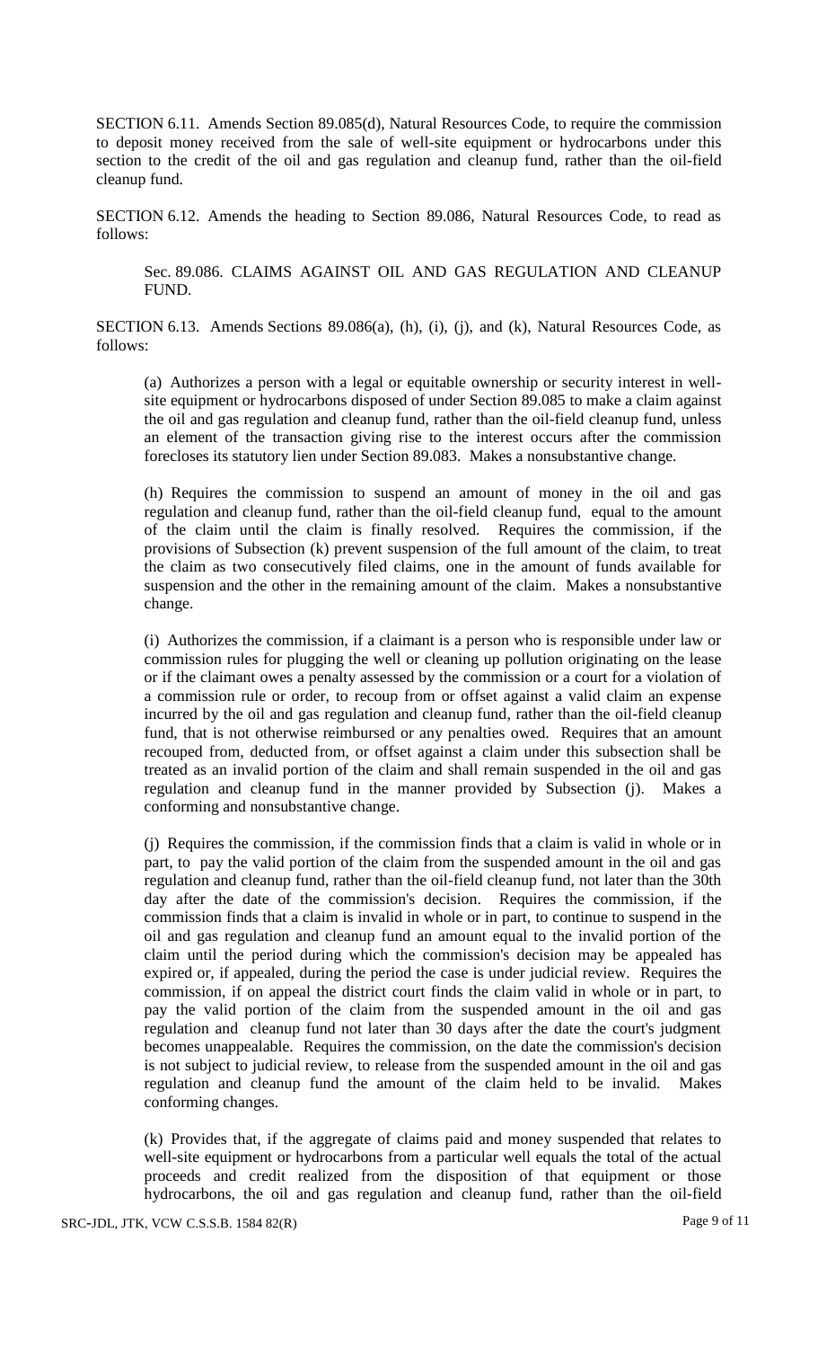SECTION 6.11. Amends Section 89.085(d), Natural Resources Code, to require the commission to deposit money received from the sale of well-site equipment or hydrocarbons under this section to the credit of the oil and gas regulation and cleanup fund, rather than the oil-field cleanup fund.

SECTION 6.12. Amends the heading to Section 89.086, Natural Resources Code, to read as follows:

> Sec. 89.086. CLAIMS AGAINST OIL AND GAS REGULATION AND CLEANUP FUND.

SECTION 6.13. Amends Sections 89.086(a), (h), (i), (j), and (k), Natural Resources Code, as follows:

> (a) Authorizes a person with a legal or equitable ownership or security interest in well-site equipment or hydrocarbons disposed of under Section 89.085 to make a claim against the oil and gas regulation and cleanup fund, rather than the oil-field cleanup fund, unless an element of the transaction giving rise to the interest occurs after the commission forecloses its statutory lien under Section 89.083. Makes a nonsubstantive change.
>
> (h) Requires the commission to suspend an amount of money in the oil and gas regulation and cleanup fund, rather than the oil-field cleanup fund, equal to the amount of the claim until the claim is finally resolved. Requires the commission, if the provisions of Subsection (k) prevent suspension of the full amount of the claim, to treat the claim as two consecutively filed claims, one in the amount of funds available for suspension and the other in the remaining amount of the claim. Makes a nonsubstantive change.
>
> (i) Authorizes the commission, if a claimant is a person who is responsible under law or commission rules for plugging the well or cleaning up pollution originating on the lease or if the claimant owes a penalty assessed by the commission or a court for a violation of a commission rule or order, to recoup from or offset against a valid claim an expense incurred by the oil and gas regulation and cleanup fund, rather than the oil-field cleanup fund, that is not otherwise reimbursed or any penalties owed. Requires that an amount recouped from, deducted from, or offset against a claim under this subsection shall be treated as an invalid portion of the claim and shall remain suspended in the oil and gas regulation and cleanup fund in the manner provided by Subsection (j). Makes a conforming and nonsubstantive change.
>
> (j) Requires the commission, if the commission finds that a claim is valid in whole or in part, to pay the valid portion of the claim from the suspended amount in the oil and gas regulation and cleanup fund, rather than the oil-field cleanup fund, not later than the 30th day after the date of the commission's decision. Requires the commission, if the commission finds that a claim is invalid in whole or in part, to continue to suspend in the oil and gas regulation and cleanup fund an amount equal to the invalid portion of the claim until the period during which the commission's decision may be appealed has expired or, if appealed, during the period the case is under judicial review. Requires the commission, if on appeal the district court finds the claim valid in whole or in part, to pay the valid portion of the claim from the suspended amount in the oil and gas regulation and cleanup fund not later than 30 days after the date the court's judgment becomes unappealable. Requires the commission, on the date the commission's decision is not subject to judicial review, to release from the suspended amount in the oil and gas regulation and cleanup fund the amount of the claim held to be invalid. Makes conforming changes.
>
> (k) Provides that, if the aggregate of claims paid and money suspended that relates to well-site equipment or hydrocarbons from a particular well equals the total of the actual proceeds and credit realized from the disposition of that equipment or those hydrocarbons, the oil and gas regulation and cleanup fund, rather than the oil-field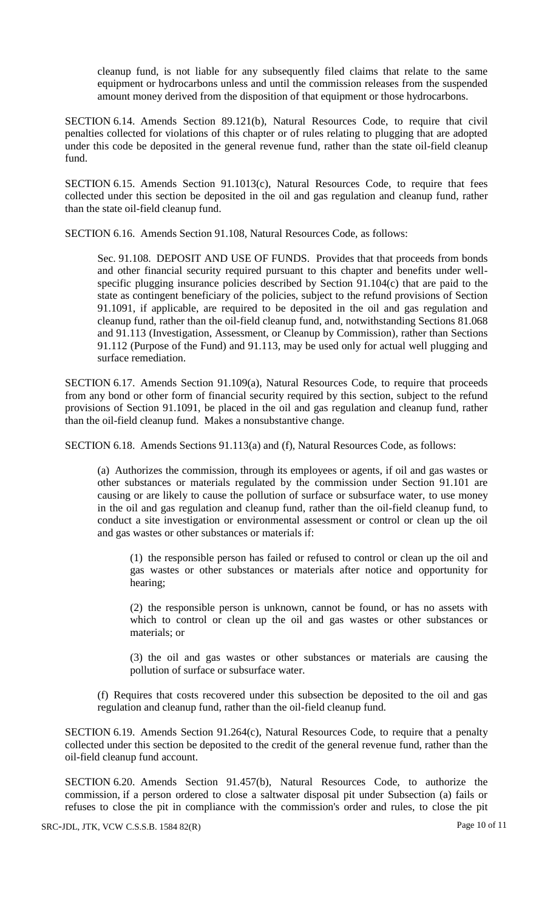cleanup fund, is not liable for any subsequently filed claims that relate to the same equipment or hydrocarbons unless and until the commission releases from the suspended amount money derived from the disposition of that equipment or those hydrocarbons.

SECTION 6.14. Amends Section 89.121(b), Natural Resources Code, to require that civil penalties collected for violations of this chapter or of rules relating to plugging that are adopted under this code be deposited in the general revenue fund, rather than the state oil-field cleanup fund.

SECTION 6.15. Amends Section 91.1013(c), Natural Resources Code, to require that fees collected under this section be deposited in the oil and gas regulation and cleanup fund, rather than the state oil-field cleanup fund.

SECTION 6.16. Amends Section 91.108, Natural Resources Code, as follows:

Sec. 91.108. DEPOSIT AND USE OF FUNDS. Provides that that proceeds from bonds and other financial security required pursuant to this chapter and benefits under well-specific plugging insurance policies described by Section 91.104(c) that are paid to the state as contingent beneficiary of the policies, subject to the refund provisions of Section 91.1091, if applicable, are required to be deposited in the oil and gas regulation and cleanup fund, rather than the oil-field cleanup fund, and, notwithstanding Sections 81.068 and 91.113 (Investigation, Assessment, or Cleanup by Commission), rather than Sections 91.112 (Purpose of the Fund) and 91.113, may be used only for actual well plugging and surface remediation.

SECTION 6.17. Amends Section 91.109(a), Natural Resources Code, to require that proceeds from any bond or other form of financial security required by this section, subject to the refund provisions of Section 91.1091, be placed in the oil and gas regulation and cleanup fund, rather than the oil-field cleanup fund. Makes a nonsubstantive change.

SECTION 6.18. Amends Sections 91.113(a) and (f), Natural Resources Code, as follows:

(a) Authorizes the commission, through its employees or agents, if oil and gas wastes or other substances or materials regulated by the commission under Section 91.101 are causing or are likely to cause the pollution of surface or subsurface water, to use money in the oil and gas regulation and cleanup fund, rather than the oil-field cleanup fund, to conduct a site investigation or environmental assessment or control or clean up the oil and gas wastes or other substances or materials if:

(1) the responsible person has failed or refused to control or clean up the oil and gas wastes or other substances or materials after notice and opportunity for hearing;

(2) the responsible person is unknown, cannot be found, or has no assets with which to control or clean up the oil and gas wastes or other substances or materials; or

(3) the oil and gas wastes or other substances or materials are causing the pollution of surface or subsurface water.

(f) Requires that costs recovered under this subsection be deposited to the oil and gas regulation and cleanup fund, rather than the oil-field cleanup fund.

SECTION 6.19. Amends Section 91.264(c), Natural Resources Code, to require that a penalty collected under this section be deposited to the credit of the general revenue fund, rather than the oil-field cleanup fund account.

SECTION 6.20. Amends Section 91.457(b), Natural Resources Code, to authorize the commission, if a person ordered to close a saltwater disposal pit under Subsection (a) fails or refuses to close the pit in compliance with the commission's order and rules, to close the pit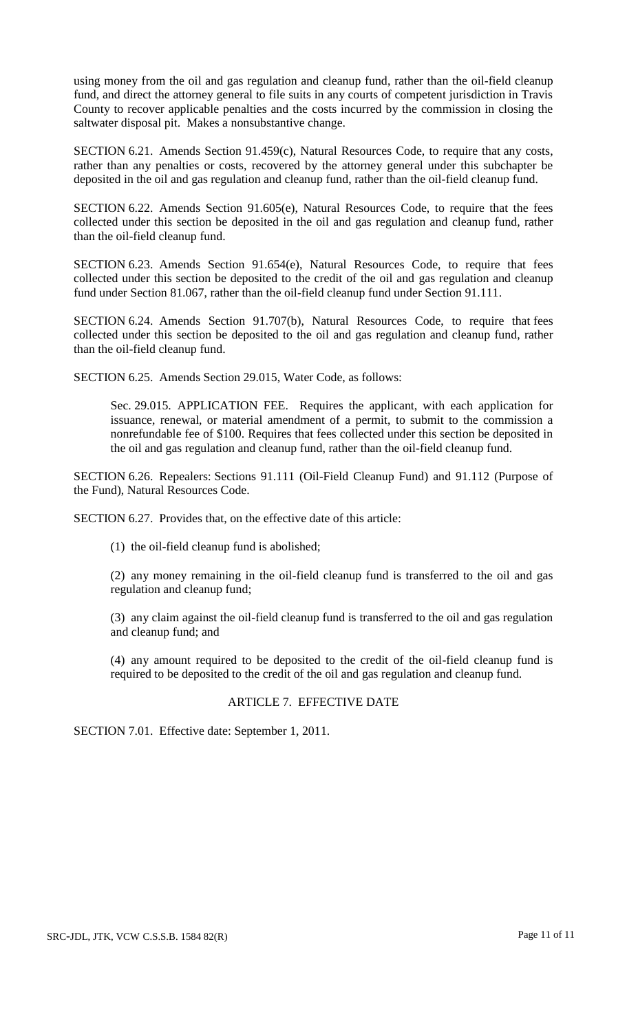using money from the oil and gas regulation and cleanup fund, rather than the oil-field cleanup fund, and direct the attorney general to file suits in any courts of competent jurisdiction in Travis County to recover applicable penalties and the costs incurred by the commission in closing the saltwater disposal pit. Makes a nonsubstantive change.

SECTION 6.21. Amends Section 91.459(c), Natural Resources Code, to require that any costs, rather than any penalties or costs, recovered by the attorney general under this subchapter be deposited in the oil and gas regulation and cleanup fund, rather than the oil-field cleanup fund.

SECTION 6.22. Amends Section 91.605(e), Natural Resources Code, to require that the fees collected under this section be deposited in the oil and gas regulation and cleanup fund, rather than the oil-field cleanup fund.

SECTION 6.23. Amends Section 91.654(e), Natural Resources Code, to require that fees collected under this section be deposited to the credit of the oil and gas regulation and cleanup fund under Section 81.067, rather than the oil-field cleanup fund under Section 91.111.

SECTION 6.24. Amends Section 91.707(b), Natural Resources Code, to require that fees collected under this section be deposited to the oil and gas regulation and cleanup fund, rather than the oil-field cleanup fund.

SECTION 6.25. Amends Section 29.015, Water Code, as follows:

> Sec. 29.015. APPLICATION FEE. Requires the applicant, with each application for issuance, renewal, or material amendment of a permit, to submit to the commission a nonrefundable fee of $100. Requires that fees collected under this section be deposited in the oil and gas regulation and cleanup fund, rather than the oil-field cleanup fund.

SECTION 6.26. Repealers: Sections 91.111 (Oil-Field Cleanup Fund) and 91.112 (Purpose of the Fund), Natural Resources Code.

SECTION 6.27. Provides that, on the effective date of this article:

> (1) the oil-field cleanup fund is abolished;
>
> (2) any money remaining in the oil-field cleanup fund is transferred to the oil and gas regulation and cleanup fund;
>
> (3) any claim against the oil-field cleanup fund is transferred to the oil and gas regulation and cleanup fund; and
>
> (4) any amount required to be deposited to the credit of the oil-field cleanup fund is required to be deposited to the credit of the oil and gas regulation and cleanup fund.

## ARTICLE 7. EFFECTIVE DATE

SECTION 7.01. Effective date: September 1, 2011.